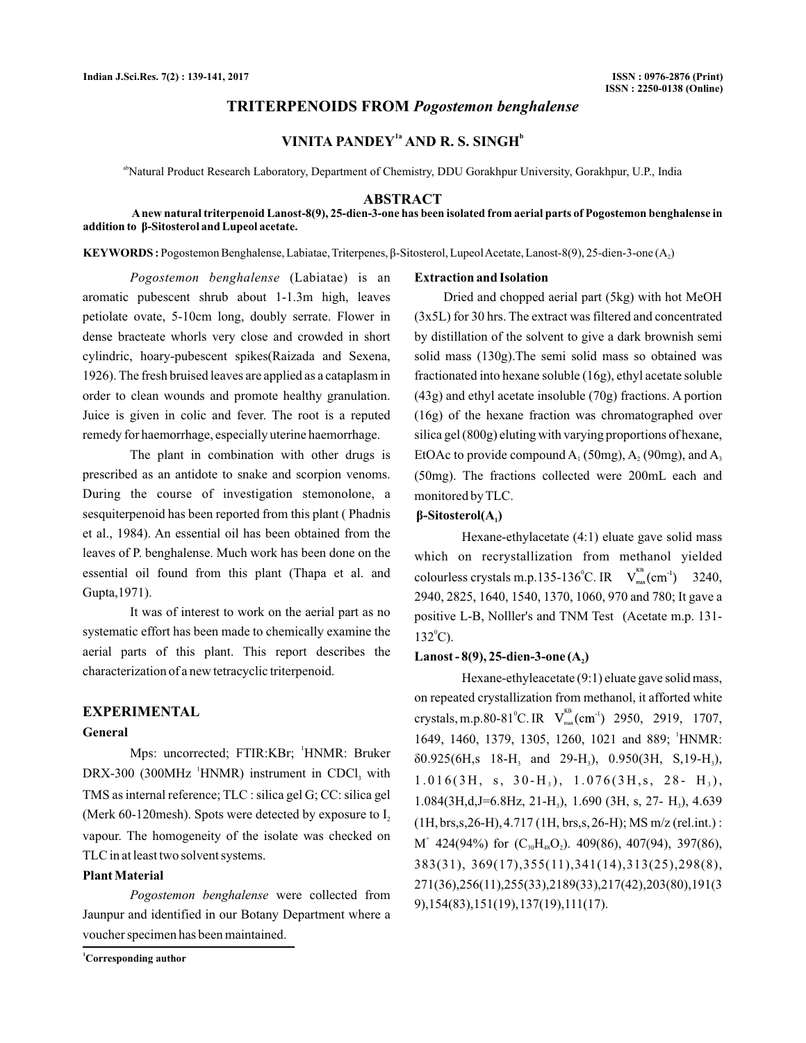# TRITERPENOIDS FROM *Pogostemon benghalense*

**VINITA PANDEY[1a] AND R. S. SINGH[b]**

[ab]Natural Product Research Laboratory, Department of Chemistry, DDU Gorakhpur University, Gorakhpur, U.P., India

## ABSTRACT

**A new natural triterpenoid Lanost-8(9), 25-dien-3-one has been isolated from aerial parts of Pogostemon benghalense in addition to β-Sitosterol and Lupeol acetate.**

**KEYWORDS :** Pogostemon Benghalense, Labiatae, Triterpenes, β-Sitosterol, Lupeol Acetate, Lanost-8(9), 25-dien-3-one ($A_2$)

*Pogostemon benghalense* (Labiatae) is an aromatic pubescent shrub about 1-1.3m high, leaves petiolate ovate, 5-10cm long, doubly serrate. Flower in dense bracteate whorls very close and crowded in short cylindric, hoary-pubescent spikes(Raizada and Sexena, 1926). The fresh bruised leaves are applied as a cataplasm in order to clean wounds and promote healthy granulation. Juice is given in colic and fever. The root is a reputed remedy for haemorrhage, especially uterine haemorrhage.

The plant in combination with other drugs is prescribed as an antidote to snake and scorpion venoms. During the course of investigation stemonolone, a sesquiterpenoid has been reported from this plant ( Phadnis et al., 1984). An essential oil has been obtained from the leaves of P. benghalense. Much work has been done on the essential oil found from this plant (Thapa et al. and Gupta,1971).

It was of interest to work on the aerial part as no systematic effort has been made to chemically examine the aerial parts of this plant. This report describes the characterization of a new tetracyclic triterpenoid.

## EXPERIMENTAL

### General

Mps: uncorrected; FTIR:KBr; $^1$HNMR: Bruker DRX-300 (300MHz $^1$HNMR) instrument in $CDCl_3$ with TMS as internal reference; TLC : silica gel G; CC: silica gel (Merk 60-120mesh). Spots were detected by exposure to $I_2$ vapour. The homogeneity of the isolate was checked on TLC in at least two solvent systems.

### Plant Material

*Pogostemon benghalense* were collected from Jaunpur and identified in our Botany Department where a voucher specimen has been maintained.

### Extraction and Isolation

Dried and chopped aerial part (5kg) with hot MeOH (3x5L) for 30 hrs. The extract was filtered and concentrated by distillation of the solvent to give a dark brownish semi solid mass (130g).The semi solid mass so obtained was fractionated into hexane soluble (16g), ethyl acetate soluble (43g) and ethyl acetate insoluble (70g) fractions. A portion (16g) of the hexane fraction was chromatographed over silica gel (800g) eluting with varying proportions of hexane, EtOAc to provide compound $A_1$ (50mg), $A_2$ (90mg), and $A_3$ (50mg). The fractions collected were 200mL each and monitored by TLC.

### β-Sitosterol($A_1$)

Hexane-ethylacetate (4:1) eluate gave solid mass which on recrystallization from methanol yielded colourless crystals m.p.135-136$^0$C. IR $V_{max}^{KB}$(cm$^{-1}$) 3240, 2940, 2825, 1640, 1540, 1370, 1060, 970 and 780; It gave a positive L-B, Nolller's and TNM Test (Acetate m.p. 131-132$^0$C).

### Lanost - 8(9), 25-dien-3-one ($A_2$)

Hexane-ethyleacetate (9:1) eluate gave solid mass, on repeated crystallization from methanol, it afforted white crystals, m.p.80-81$^0$C. IR $V_{max}^{KB}$(cm$^{-1}$) 2950, 2919, 1707, 1649, 1460, 1379, 1305, 1260, 1021 and 889; $^1$HNMR: δ0.925(6H,s 18-$H_3$ and 29-$H_3$), 0.950(3H, S,19-$H_3$), 1.016(3H, s, 30-$H_3$), 1.076(3H,s, 28- $H_3$), 1.084(3H,d,J=6.8Hz, 21-$H_3$), 1.690 (3H, s, 27- $H_3$), 4.639 (1H, brs,s,26-H), 4.717 (1H, brs,s, 26-H); MS m/z (rel.int.) : $M^+$ 424(94%) for ($C_{30}H_{48}O_2$). 409(86), 407(94), 397(86), 383(31), 369(17),355(11),341(14),313(25),298(8), 271(36),256(11),255(33),2189(33),217(42),203(80),191(39),154(83),151(19),137(19),111(17).

---

[1]Corresponding author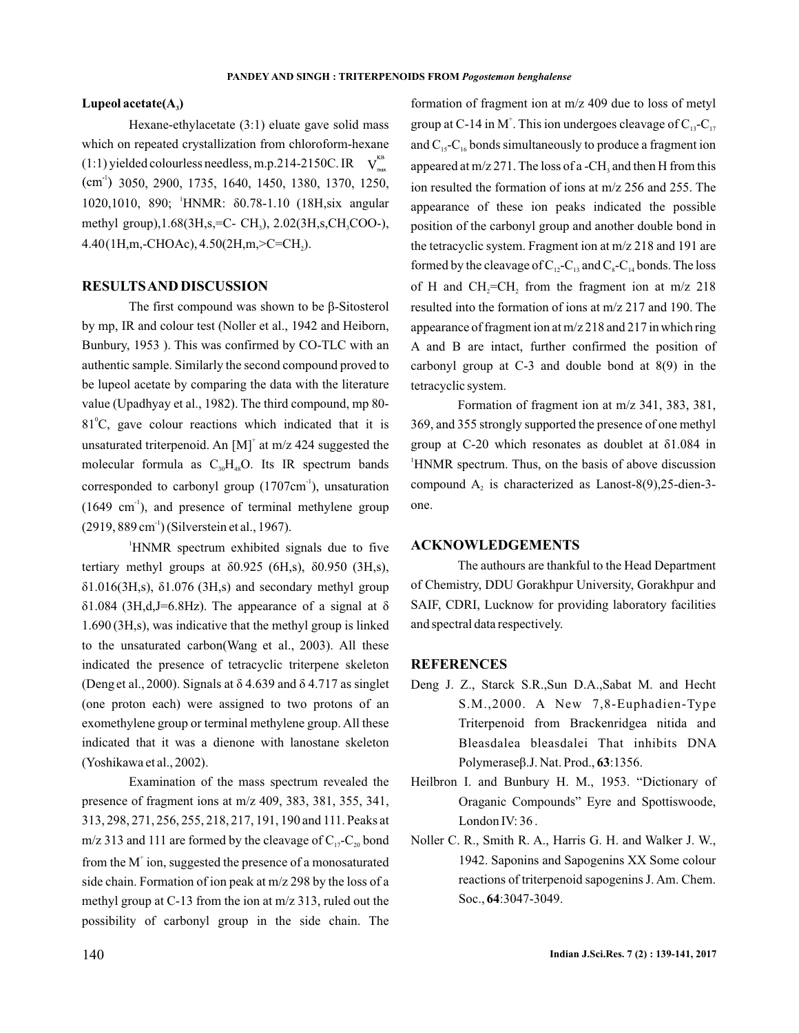### Lupeol acetate($A_3$)

Hexane-ethylacetate (3:1) eluate gave solid mass which on repeated crystallization from chloroform-hexane (1:1) yielded colourless needless, m.p.214-2150C. IR $V_{max}^{KBr}$ (cm$^{-1}$) 3050, 2900, 1735, 1640, 1450, 1380, 1370, 1250, 1020,1010, 890; $^1$HNMR: δ0.78-1.10 (18H,six angular methyl group),1.68(3H,s,=C- $CH_3$), 2.02(3H,s,$CH_3$COO-), 4.40(1H,m,-CHOAc), 4.50(2H,m,>C=$CH_2$).

## RESULTS AND DISCUSSION

The first compound was shown to be β-Sitosterol by mp, IR and colour test (Noller et al., 1942 and Heiborn, Bunbury, 1953 ). This was confirmed by CO-TLC with an authentic sample. Similarly the second compound proved to be lupeol acetate by comparing the data with the literature value (Upadhyay et al., 1982). The third compound, mp 80-81$^0$C, gave colour reactions which indicated that it is unsaturated triterpenoid. An $[M]^+$ at m/z 424 suggested the molecular formula as $C_{30}H_{48}O$. Its IR spectrum bands corresponded to carbonyl group (1707cm$^{-1}$), unsaturation (1649 cm$^{-1}$), and presence of terminal methylene group (2919, 889 cm$^{-1}$) (Silverstein et al., 1967).

$^1$HNMR spectrum exhibited signals due to five tertiary methyl groups at δ0.925 (6H,s), δ0.950 (3H,s), δ1.016(3H,s), δ1.076 (3H,s) and secondary methyl group δ1.084 (3H,d,J=6.8Hz). The appearance of a signal at δ 1.690 (3H,s), was indicative that the methyl group is linked to the unsaturated carbon(Wang et al., 2003). All these indicated the presence of tetracyclic triterpene skeleton (Deng et al., 2000). Signals at δ 4.639 and δ 4.717 as singlet (one proton each) were assigned to two protons of an exomethylene group or terminal methylene group. All these indicated that it was a dienone with lanostane skeleton (Yoshikawa et al., 2002).

Examination of the mass spectrum revealed the presence of fragment ions at m/z 409, 383, 381, 355, 341, 313, 298, 271, 256, 255, 218, 217, 191, 190 and 111. Peaks at m/z 313 and 111 are formed by the cleavage of $C_{17}$-$C_{20}$ bond from the $M^+$ ion, suggested the presence of a monosaturated side chain. Formation of ion peak at m/z 298 by the loss of a methyl group at C-13 from the ion at m/z 313, ruled out the possibility of carbonyl group in the side chain. The formation of fragment ion at m/z 409 due to loss of metyl group at C-14 in $M^+$. This ion undergoes cleavage of $C_{13}$-$C_{17}$ and $C_{15}$-$C_{16}$ bonds simultaneously to produce a fragment ion appeared at m/z 271. The loss of a -$CH_3$ and then H from this ion resulted the formation of ions at m/z 256 and 255. The appearance of these ion peaks indicated the possible position of the carbonyl group and another double bond in the tetracyclic system. Fragment ion at m/z 218 and 191 are formed by the cleavage of $C_{12}$-$C_{13}$ and $C_8$-$C_{14}$ bonds. The loss of H and $CH_2$=$CH_2$ from the fragment ion at m/z 218 resulted into the formation of ions at m/z 217 and 190. The appearance of fragment ion at m/z 218 and 217 in which ring A and B are intact, further confirmed the position of carbonyl group at C-3 and double bond at 8(9) in the tetracyclic system.

Formation of fragment ion at m/z 341, 383, 381, 369, and 355 strongly supported the presence of one methyl group at C-20 which resonates as doublet at δ1.084 in $^1$HNMR spectrum. Thus, on the basis of above discussion compound $A_2$ is characterized as Lanost-8(9),25-dien-3-one.

## ACKNOWLEDGEMENTS

The authours are thankful to the Head Department of Chemistry, DDU Gorakhpur University, Gorakhpur and SAIF, CDRI, Lucknow for providing laboratory facilities and spectral data respectively.

## REFERENCES

Deng J. Z., Starck S.R.,Sun D.A.,Sabat M. and Hecht S.M.,2000. A New 7,8-Euphadien-Type Triterpenoid from Brackenridgea nitida and Bleasdalea bleasdalei That inhibits DNA Polymeraseβ.J. Nat. Prod., **63**:1356.

Heilbron I. and Bunbury H. M., 1953. "Dictionary of Oraganic Compounds" Eyre and Spottiswoode, London IV: 36 .

Noller C. R., Smith R. A., Harris G. H. and Walker J. W., 1942. Saponins and Sapogenins XX Some colour reactions of triterpenoid sapogenins J. Am. Chem. Soc., **64**:3047-3049.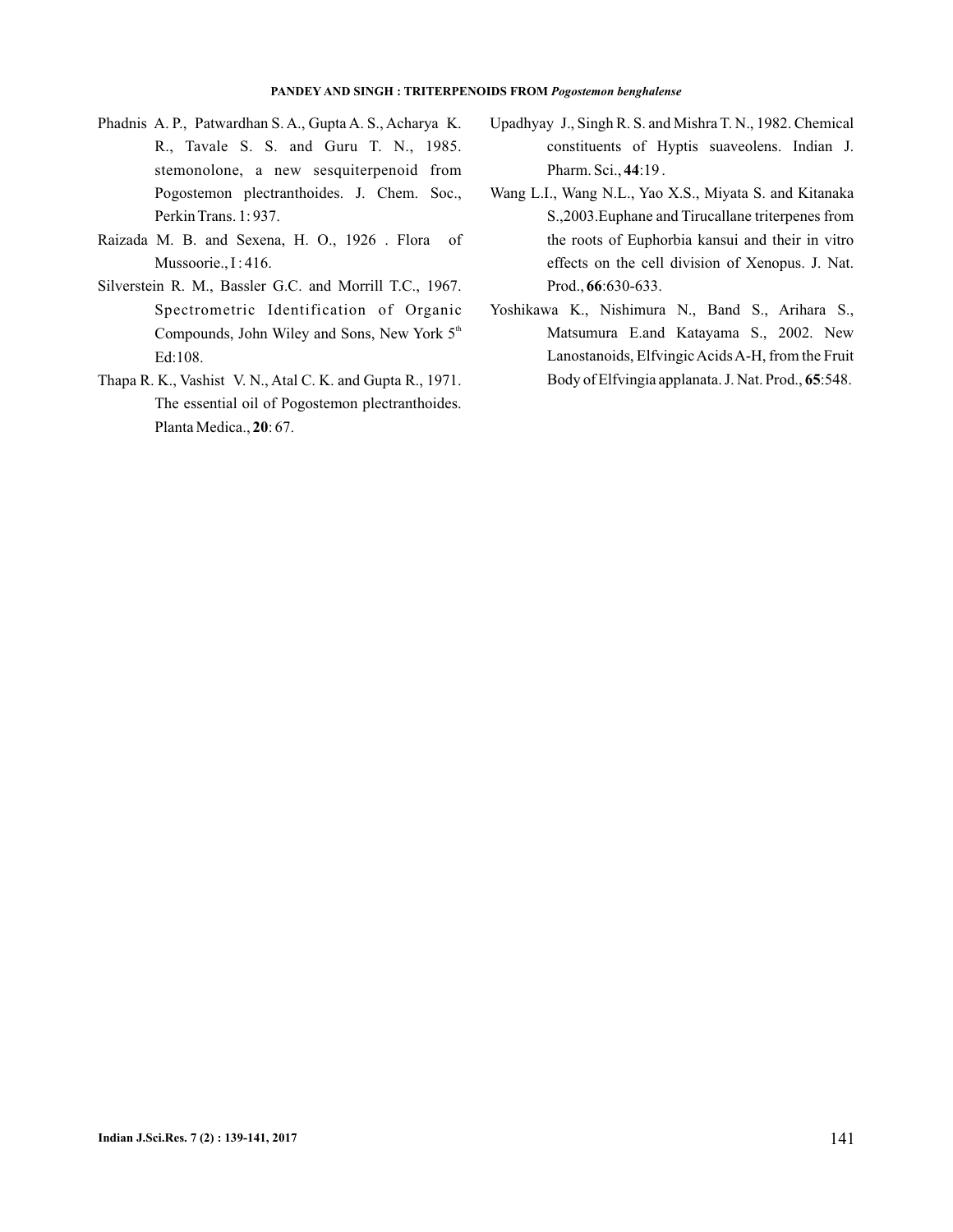Phadnis A. P., Patwardhan S. A., Gupta A. S., Acharya K. R., Tavale S. S. and Guru T. N., 1985. stemonolone, a new sesquiterpenoid from Pogostemon plectranthoides. J. Chem. Soc., Perkin Trans. 1: 937.

Raizada M. B. and Sexena, H. O., 1926 . Flora of Mussoorie., I : 416.

Silverstein R. M., Bassler G.C. and Morrill T.C., 1967. Spectrometric Identification of Organic Compounds, John Wiley and Sons, New York 5th Ed:108.

Thapa R. K., Vashist V. N., Atal C. K. and Gupta R., 1971. The essential oil of Pogostemon plectranthoides. Planta Medica., **20**: 67.

Upadhyay J., Singh R. S. and Mishra T. N., 1982. Chemical constituents of Hyptis suaveolens. Indian J. Pharm. Sci., **44**:19 .

Wang L.I., Wang N.L., Yao X.S., Miyata S. and Kitanaka S.,2003.Euphane and Tirucallane triterpenes from the roots of Euphorbia kansui and their in vitro effects on the cell division of Xenopus. J. Nat. Prod., **66**:630-633.

Yoshikawa K., Nishimura N., Band S., Arihara S., Matsumura E.and Katayama S., 2002. New Lanostanoids, Elfvingic Acids A-H, from the Fruit Body of Elfvingia applanata. J. Nat. Prod., **65**:548.